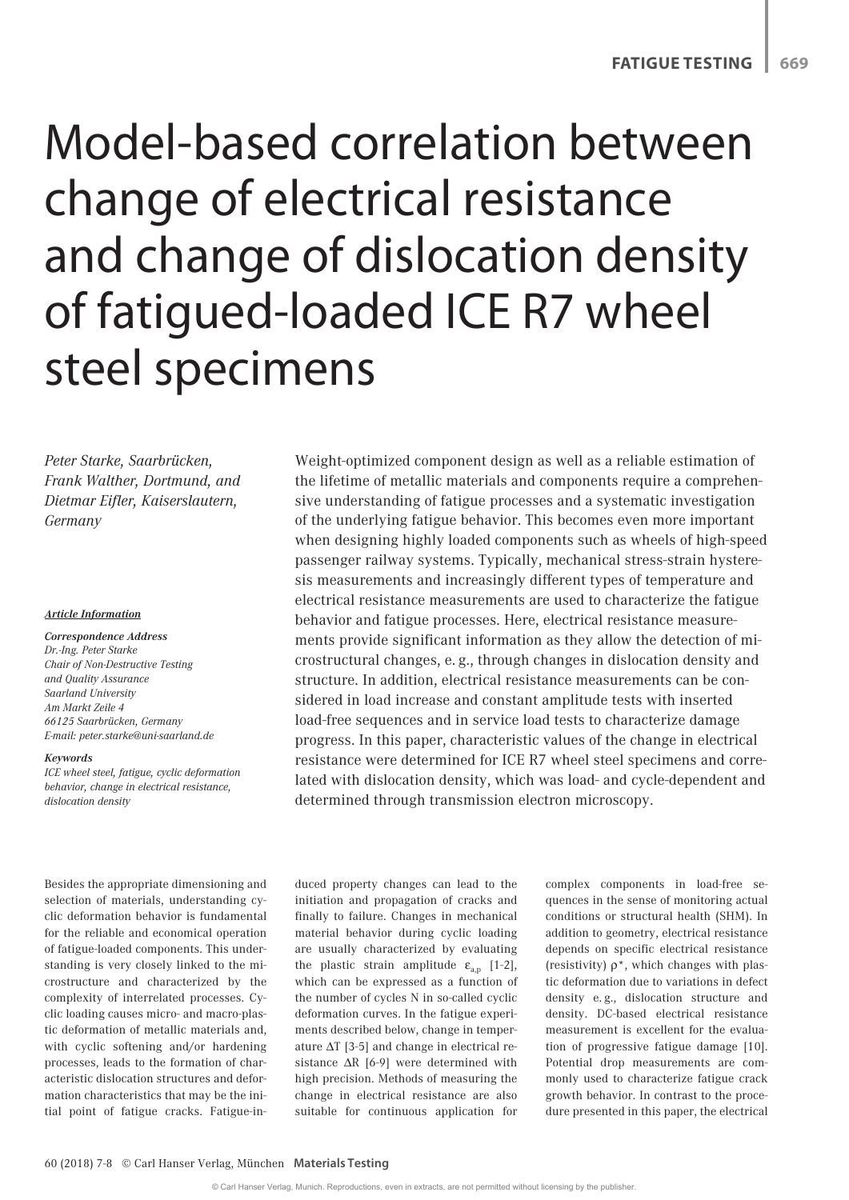# Model-based correlation between change of electrical resistance and change of dislocation density of fatigued-loaded ICE R7 wheel steel specimens

*Peter Starke, Saarbrücken, Frank Walther, Dortmund, and Dietmar Eifler, Kaiserslautern, Germany*

***Article Information***

***Correspondence Address***
*Dr.-Ing. Peter Starke*
*Chair of Non-Destructive Testing and Quality Assurance*
*Saarland University*
*Am Markt Zeile 4*
*66125 Saarbrücken, Germany*
*E-mail: peter.starke@uni-saarland.de*

***Keywords***
*ICE wheel steel, fatigue, cyclic deformation behavior, change in electrical resistance, dislocation density*

Weight-optimized component design as well as a reliable estimation of the lifetime of metallic materials and components require a comprehensive understanding of fatigue processes and a systematic investigation of the underlying fatigue behavior. This becomes even more important when designing highly loaded components such as wheels of high-speed passenger railway systems. Typically, mechanical stress-strain hysteresis measurements and increasingly different types of temperature and electrical resistance measurements are used to characterize the fatigue behavior and fatigue processes. Here, electrical resistance measurements provide significant information as they allow the detection of microstructural changes, e. g., through changes in dislocation density and structure. In addition, electrical resistance measurements can be considered in load increase and constant amplitude tests with inserted load-free sequences and in service load tests to characterize damage progress. In this paper, characteristic values of the change in electrical resistance were determined for ICE R7 wheel steel specimens and correlated with dislocation density, which was load- and cycle-dependent and determined through transmission electron microscopy.

Besides the appropriate dimensioning and selection of materials, understanding cyclic deformation behavior is fundamental for the reliable and economical operation of fatigue-loaded components. This understanding is very closely linked to the microstructure and characterized by the complexity of interrelated processes. Cyclic loading causes micro- and macro-plastic deformation of metallic materials and, with cyclic softening and/or hardening processes, leads to the formation of characteristic dislocation structures and deformation characteristics that may be the initial point of fatigue cracks. Fatigue-induced property changes can lead to the initiation and propagation of cracks and finally to failure. Changes in mechanical material behavior during cyclic loading are usually characterized by evaluating the plastic strain amplitude $\varepsilon_{a,p}$ [1-2], which can be expressed as a function of the number of cycles N in so-called cyclic deformation curves. In the fatigue experiments described below, change in temperature $\Delta T$ [3-5] and change in electrical resistance $\Delta R$ [6-9] were determined with high precision. Methods of measuring the change in electrical resistance are also suitable for continuous application for complex components in load-free sequences in the sense of monitoring actual conditions or structural health (SHM). In addition to geometry, electrical resistance depends on specific electrical resistance (resistivity) $\rho^*$, which changes with plastic deformation due to variations in defect density e. g., dislocation structure and density. DC-based electrical resistance measurement is excellent for the evaluation of progressive fatigue damage [10]. Potential drop measurements are commonly used to characterize fatigue crack growth behavior. In contrast to the procedure presented in this paper, the electrical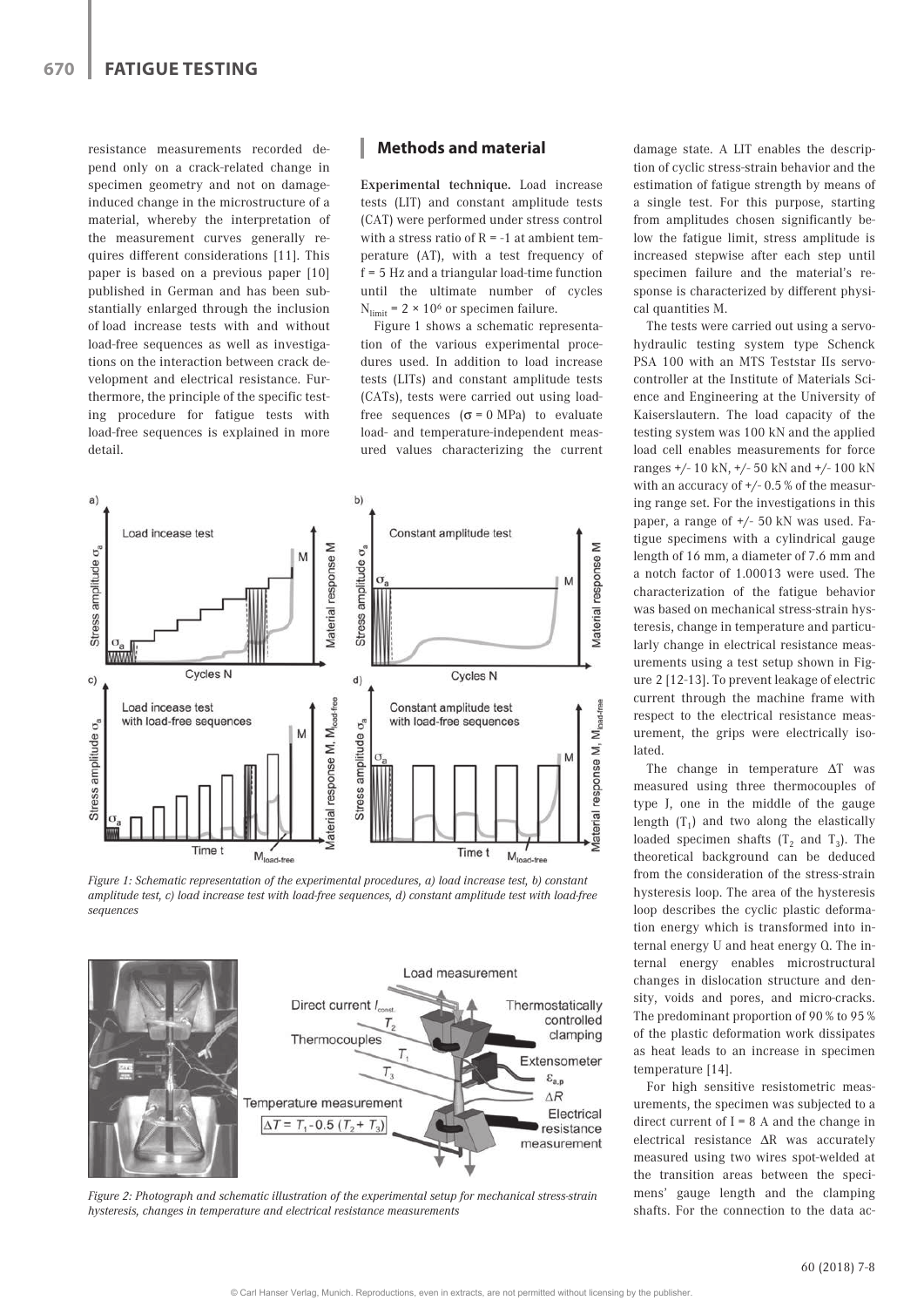resistance measurements recorded depend only on a crack-related change in specimen geometry and not on damage-induced change in the microstructure of a material, whereby the interpretation of the measurement curves generally requires different considerations [11]. This paper is based on a previous paper [10] published in German and has been substantially enlarged through the inclusion of load increase tests with and without load-free sequences as well as investigations on the interaction between crack development and electrical resistance. Furthermore, the principle of the specific testing procedure for fatigue tests with load-free sequences is explained in more detail.

## Methods and material

**Experimental technique.** Load increase tests (LIT) and constant amplitude tests (CAT) were performed under stress control with a stress ratio of R = -1 at ambient temperature (AT), with a test frequency of f = 5 Hz and a triangular load-time function until the ultimate number of cycles $N_{limit} = 2 \times 10^6$ or specimen failure.

Figure 1 shows a schematic representation of the various experimental procedures used. In addition to load increase tests (LITs) and constant amplitude tests (CATs), tests were carried out using load-free sequences ($\sigma$ = 0 MPa) to evaluate load- and temperature-independent measured values characterizing the current damage state. A LIT enables the description of cyclic stress-strain behavior and the estimation of fatigue strength by means of a single test. For this purpose, starting from amplitudes chosen significantly below the fatigue limit, stress amplitude is increased stepwise after each step until specimen failure and the material's response is characterized by different physical quantities M.

*Figure 1: Schematic representation of the experimental procedures, a) load increase test, b) constant amplitude test, c) load increase test with load-free sequences, d) constant amplitude test with load-free sequences*

*Figure 2: Photograph and schematic illustration of the experimental setup for mechanical stress-strain hysteresis, changes in temperature and electrical resistance measurements*

The tests were carried out using a servohydraulic testing system type Schenck PSA 100 with an MTS Teststar IIs servocontroller at the Institute of Materials Science and Engineering at the University of Kaiserslautern. The load capacity of the testing system was 100 kN and the applied load cell enables measurements for force ranges +/- 10 kN, +/- 50 kN and +/- 100 kN with an accuracy of +/- 0.5 % of the measuring range set. For the investigations in this paper, a range of +/- 50 kN was used. Fatigue specimens with a cylindrical gauge length of 16 mm, a diameter of 7.6 mm and a notch factor of 1.00013 were used. The characterization of the fatigue behavior was based on mechanical stress-strain hysteresis, change in temperature and particularly change in electrical resistance measurements using a test setup shown in Figure 2 [12-13]. To prevent leakage of electric current through the machine frame with respect to the electrical resistance measurement, the grips were electrically isolated.

The change in temperature $\Delta T$ was measured using three thermocouples of type J, one in the middle of the gauge length ($T_1$) and two along the elastically loaded specimen shafts ($T_2$ and $T_3$). The theoretical background can be deduced from the consideration of the stress-strain hysteresis loop. The area of the hysteresis loop describes the cyclic plastic deformation energy which is transformed into internal energy U and heat energy Q. The internal energy enables microstructural changes in dislocation structure and density, voids and pores, and micro-cracks. The predominant proportion of 90 % to 95 % of the plastic deformation work dissipates as heat leads to an increase in specimen temperature [14].

For high sensitive resistometric measurements, the specimen was subjected to a direct current of I = 8 A and the change in electrical resistance $\Delta R$ was accurately measured using two wires spot-welded at the transition areas between the specimens' gauge length and the clamping shafts. For the connection to the data ac-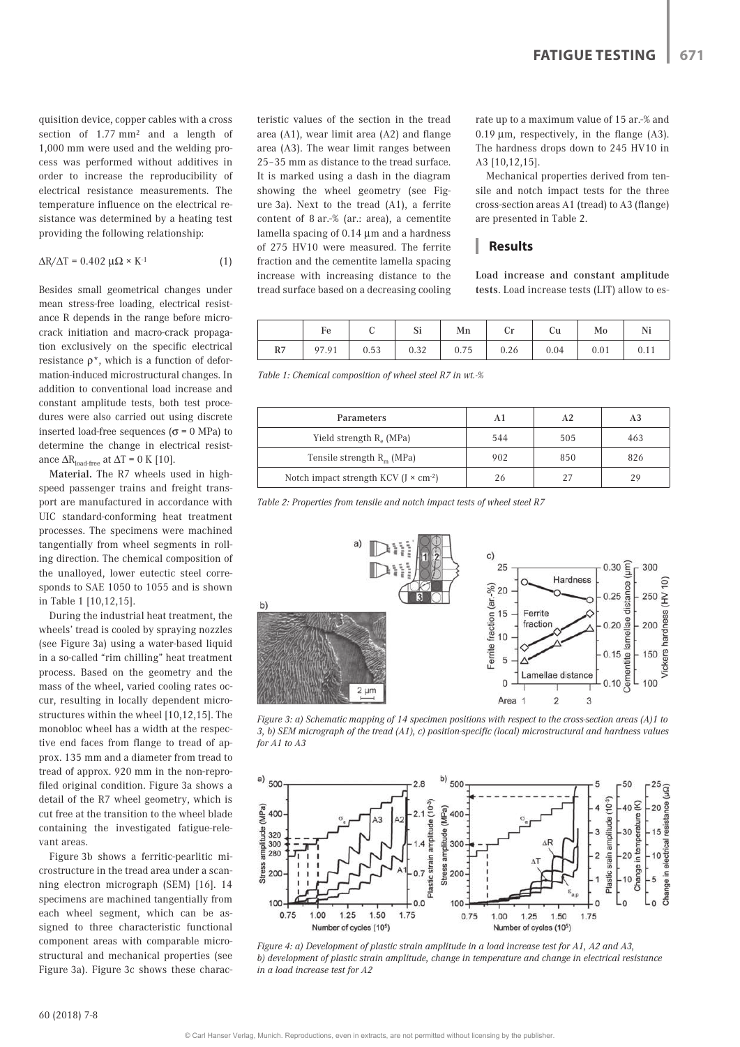quisition device, copper cables with a cross section of 1.77 mm² and a length of 1,000 mm were used and the welding process was performed without additives in order to increase the reproducibility of electrical resistance measurements. The temperature influence on the electrical resistance was determined by a heating test providing the following relationship:

$$\Delta R/\Delta T = 0.402\ \mu\Omega \times K^{-1} \quad (1)$$

Besides small geometrical changes under mean stress-free loading, electrical resistance R depends in the range before micro-crack initiation and macro-crack propagation exclusively on the specific electrical resistance $\rho^*$, which is a function of deformation-induced microstructural changes. In addition to conventional load increase and constant amplitude tests, both test procedures were also carried out using discrete inserted load-free sequences ($\sigma$ = 0 MPa) to determine the change in electrical resistance $\Delta R_{load\text{-}free}$ at $\Delta T$ = 0 K [10].

**Material.** The R7 wheels used in high-speed passenger trains and freight transport are manufactured in accordance with UIC standard-conforming heat treatment processes. The specimens were machined tangentially from wheel segments in rolling direction. The chemical composition of the unalloyed, lower eutectic steel corresponds to SAE 1050 to 1055 and is shown in Table 1 [10,12,15].

During the industrial heat treatment, the wheels' tread is cooled by spraying nozzles (see Figure 3a) using a water-based liquid in a so-called "rim chilling" heat treatment process. Based on the geometry and the mass of the wheel, varied cooling rates occur, resulting in locally dependent microstructures within the wheel [10,12,15]. The monobloc wheel has a width at the respective end faces from flange to tread of approx. 135 mm and a diameter from tread to tread of approx. 920 mm in the non-reprofiled original condition. Figure 3a shows a detail of the R7 wheel geometry, which is cut free at the transition to the wheel blade containing the investigated fatigue-relevant areas.

Figure 3b shows a ferritic-pearlitic microstructure in the tread area under a scanning electron micrograph (SEM) [16]. 14 specimens are machined tangentially from each wheel segment, which can be assigned to three characteristic functional component areas with comparable microstructural and mechanical properties (see Figure 3a). Figure 3c shows these characteristic values of the section in the tread area (A1), wear limit area (A2) and flange area (A3). The wear limit ranges between 25–35 mm as distance to the tread surface. It is marked using a dash in the diagram showing the wheel geometry (see Figure 3a). Next to the tread (A1), a ferrite content of 8 ar.-% (ar.: area), a cementite lamella spacing of 0.14 µm and a hardness of 275 HV10 were measured. The ferrite fraction and the cementite lamella spacing increase with increasing distance to the tread surface based on a decreasing cooling rate up to a maximum value of 15 ar.-% and 0.19 µm, respectively, in the flange (A3). The hardness drops down to 245 HV10 in A3 [10,12,15].

Mechanical properties derived from tensile and notch impact tests for the three cross-section areas A1 (tread) to A3 (flange) are presented in Table 2.

## Results

**Load increase and constant amplitude tests.** Load increase tests (LIT) allow to es-

| | Fe | C | Si | Mn | Cr | Cu | Mo | Ni |
|---|---|---|---|---|---|---|---|---|
| R7 | 97.91 | 0.53 | 0.32 | 0.75 | 0.26 | 0.04 | 0.01 | 0.11 |

*Table 1: Chemical composition of wheel steel R7 in wt.-%*

| Parameters | A1 | A2 | A3 |
|---|---|---|---|
| Yield strength $R_e$ (MPa) | 544 | 505 | 463 |
| Tensile strength $R_m$ (MPa) | 902 | 850 | 826 |
| Notch impact strength KCV ($J \times cm^{-2}$) | 26 | 27 | 29 |

*Table 2: Properties from tensile and notch impact tests of wheel steel R7*

*Figure 3: a) Schematic mapping of 14 specimen positions with respect to the cross-section areas (A)1 to 3, b) SEM micrograph of the tread (A1), c) position-specific (local) microstructural and hardness values for A1 to A3*

*Figure 4: a) Development of plastic strain amplitude in a load increase test for A1, A2 and A3, b) development of plastic strain amplitude, change in temperature and change in electrical resistance in a load increase test for A2*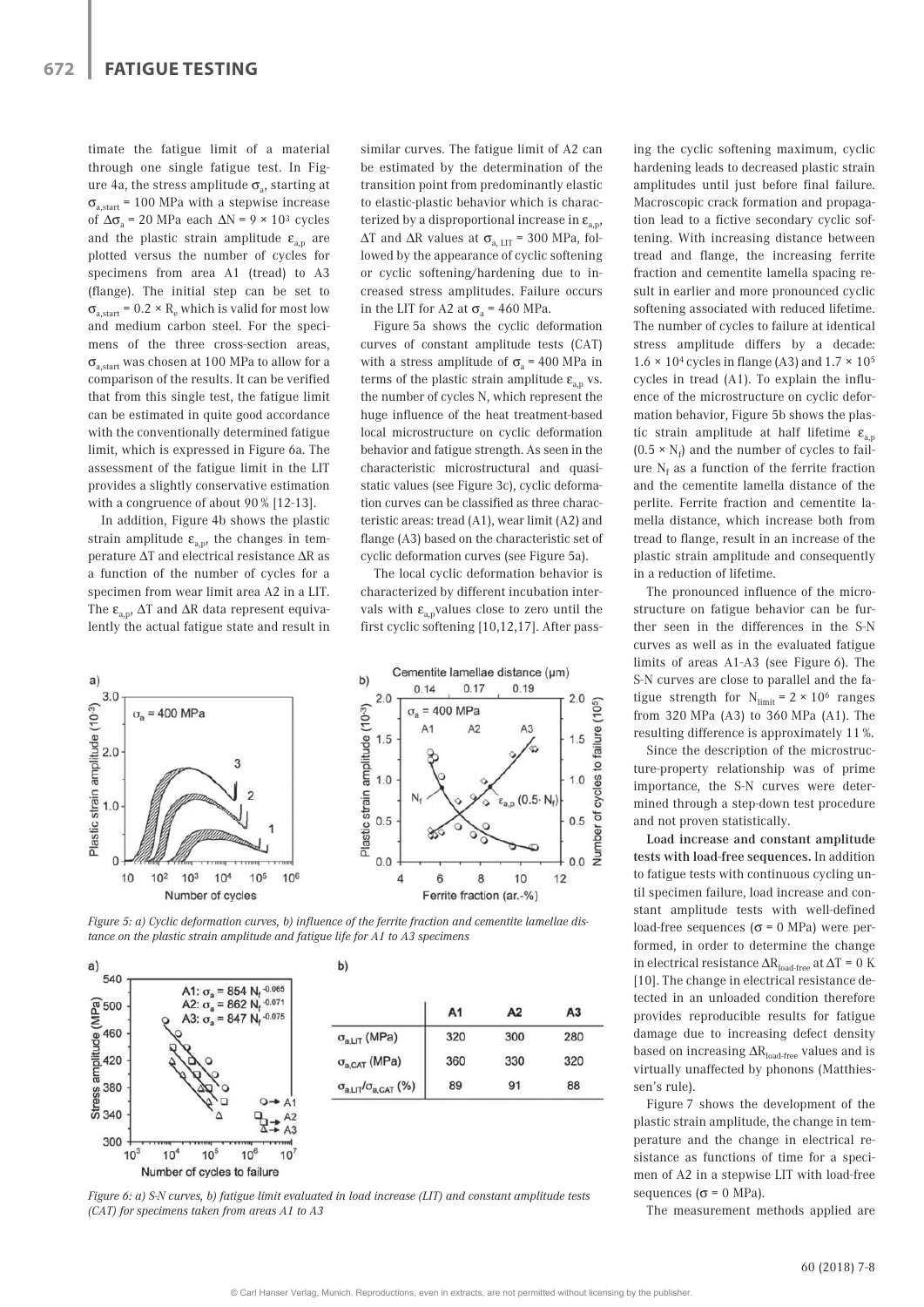timate the fatigue limit of a material through one single fatigue test. In Figure 4a, the stress amplitude $\sigma_a$, starting at $\sigma_{a,start}$ = 100 MPa with a stepwise increase of $\Delta\sigma_a$ = 20 MPa each $\Delta N = 9 \times 10^3$ cycles and the plastic strain amplitude $\varepsilon_{a,p}$ are plotted versus the number of cycles for specimens from area A1 (tread) to A3 (flange). The initial step can be set to $\sigma_{a,start} = 0.2 \times R_e$ which is valid for most low and medium carbon steel. For the specimens of the three cross-section areas, $\sigma_{a,start}$ was chosen at 100 MPa to allow for a comparison of the results. It can be verified that from this single test, the fatigue limit can be estimated in quite good accordance with the conventionally determined fatigue limit, which is expressed in Figure 6a. The assessment of the fatigue limit in the LIT provides a slightly conservative estimation with a congruence of about 90 % [12-13].

In addition, Figure 4b shows the plastic strain amplitude $\varepsilon_{a,p}$, the changes in temperature $\Delta T$ and electrical resistance $\Delta R$ as a function of the number of cycles for a specimen from wear limit area A2 in a LIT. The $\varepsilon_{a,p}$, $\Delta T$ and $\Delta R$ data represent equivalently the actual fatigue state and result in similar curves. The fatigue limit of A2 can be estimated by the determination of the transition point from predominantly elastic to elastic-plastic behavior which is characterized by a disproportional increase in $\varepsilon_{a,p}$, $\Delta T$ and $\Delta R$ values at $\sigma_{a,LIT}$ = 300 MPa, followed by the appearance of cyclic softening or cyclic softening/hardening due to increased stress amplitudes. Failure occurs in the LIT for A2 at $\sigma_a$ = 460 MPa.

Figure 5a shows the cyclic deformation curves of constant amplitude tests (CAT) with a stress amplitude of $\sigma_a$ = 400 MPa in terms of the plastic strain amplitude $\varepsilon_{a,p}$ vs. the number of cycles N, which represent the huge influence of the heat treatment-based local microstructure on cyclic deformation behavior and fatigue strength. As seen in the characteristic microstructural and quasi-static values (see Figure 3c), cyclic deformation curves can be classified as three characteristic areas: tread (A1), wear limit (A2) and flange (A3) based on the characteristic set of cyclic deformation curves (see Figure 5a).

The local cyclic deformation behavior is characterized by different incubation intervals with $\varepsilon_{a,p}$ values close to zero until the first cyclic softening [10,12,17]. After passing the cyclic softening maximum, cyclic hardening leads to decreased plastic strain amplitudes until just before final failure. Macroscopic crack formation and propagation lead to a fictive secondary cyclic softening. With increasing distance between tread and flange, the increasing ferrite fraction and cementite lamella spacing result in earlier and more pronounced cyclic softening associated with reduced lifetime. The number of cycles to failure at identical stress amplitude differs by a decade: $1.6 \times 10^4$ cycles in flange (A3) and $1.7 \times 10^5$ cycles in tread (A1). To explain the influence of the microstructure on cyclic deformation behavior, Figure 5b shows the plastic strain amplitude at half lifetime $\varepsilon_{a,p}$ ($0.5 \times N_f$) and the number of cycles to failure $N_f$ as a function of the ferrite fraction and the cementite lamella distance of the perlite. Ferrite fraction and cementite lamella distance, which increase both from tread to flange, result in an increase of the plastic strain amplitude and consequently in a reduction of lifetime.

The pronounced influence of the microstructure on fatigue behavior can be further seen in the differences in the S-N curves as well as in the evaluated fatigue limits of areas A1-A3 (see Figure 6). The S-N curves are close to parallel and the fatigue strength for $N_{limit} = 2 \times 10^6$ ranges from 320 MPa (A3) to 360 MPa (A1). The resulting difference is approximately 11 %.

Since the description of the microstructure-property relationship was of prime importance, the S-N curves were determined through a step-down test procedure and not proven statistically.

**Load increase and constant amplitude tests with load-free sequences.** In addition to fatigue tests with continuous cycling until specimen failure, load increase and constant amplitude tests with well-defined load-free sequences ($\sigma$ = 0 MPa) were performed, in order to determine the change in electrical resistance $\Delta R_{load\text{-}free}$ at $\Delta T$ = 0 K [10]. The change in electrical resistance detected in an unloaded condition therefore provides reproducible results for fatigue damage due to increasing defect density based on increasing $\Delta R_{load\text{-}free}$ values and is virtually unaffected by phonons (Matthiessen's rule).

Figure 7 shows the development of the plastic strain amplitude, the change in temperature and the change in electrical resistance as functions of time for a specimen of A2 in a stepwise LIT with load-free sequences ($\sigma$ = 0 MPa).

The measurement methods applied are

*Figure 5: a) Cyclic deformation curves, b) influence of the ferrite fraction and cementite lamellae distance on the plastic strain amplitude and fatigue life for A1 to A3 specimens*

a) A1: $\sigma_a = 854\ N_f^{-0.065}$; A2: $\sigma_a = 862\ N_f^{-0.071}$; A3: $\sigma_a = 847\ N_f^{-0.075}$

b)

| | A1 | A2 | A3 |
|---|---|---|---|
| $\sigma_{a,LIT}$ (MPa) | 320 | 300 | 280 |
| $\sigma_{a,CAT}$ (MPa) | 360 | 330 | 320 |
| $\sigma_{a,LIT}/\sigma_{a,CAT}$ (%) | 89 | 91 | 88 |

*Figure 6: a) S-N curves, b) fatigue limit evaluated in load increase (LIT) and constant amplitude tests (CAT) for specimens taken from areas A1 to A3*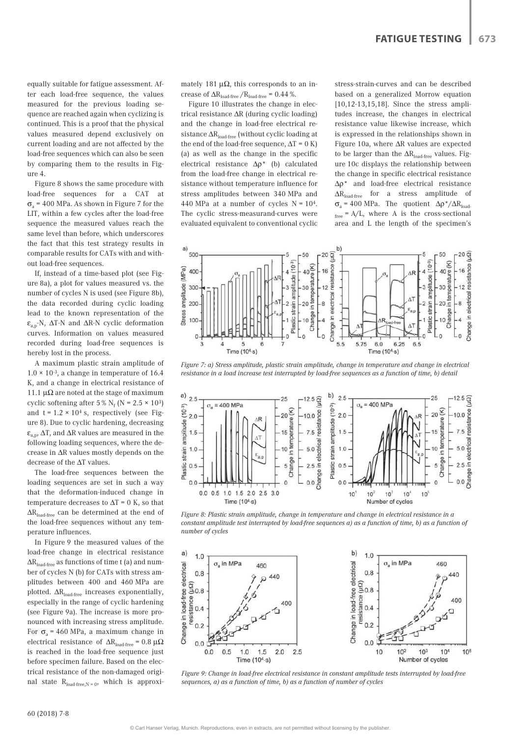equally suitable for fatigue assessment. After each load-free sequence, the values measured for the previous loading sequence are reached again when cyclizing is continued. This is a proof that the physical values measured depend exclusively on current loading and are not affected by the load-free sequences which can also be seen by comparing them to the results in Figure 4.

Figure 8 shows the same procedure with load-free sequences for a CAT at $\sigma_a$ = 400 MPa. As shown in Figure 7 for the LIT, within a few cycles after the load-free sequence the measured values reach the same level than before, which underscores the fact that this test strategy results in comparable results for CATs with and without load-free sequences.

If, instead of a time-based plot (see Figure 8a), a plot for values measured vs. the number of cycles N is used (see Figure 8b), the data recorded during cyclic loading lead to the known representation of the $\varepsilon_{a,p}$-N, $\Delta T$-N and $\Delta R$-N cyclic deformation curves. Information on values measured recorded during load-free sequences is hereby lost in the process.

A maximum plastic strain amplitude of $1.0 \times 10^{-3}$, a change in temperature of 16.4 K, and a change in electrical resistance of 11.1 $\mu\Omega$ are noted at the stage of maximum cyclic softening after 5 % $N_f$ (N = $2.5 \times 10^3$) and t = $1.2 \times 10^4$ s, respectively (see Figure 8). Due to cyclic hardening, decreasing $\varepsilon_{a,p}$, $\Delta T$, and $\Delta R$ values are measured in the following loading sequences, where the decrease in $\Delta R$ values mostly depends on the decrease of the $\Delta T$ values.

The load-free sequences between the loading sequences are set in such a way that the deformation-induced change in temperature decreases to $\Delta T$ = 0 K, so that $\Delta R_{load\text{-}free}$ can be determined at the end of the load-free sequences without any temperature influences.

In Figure 9 the measured values of the load-free change in electrical resistance $\Delta R_{load\text{-}free}$ as functions of time t (a) and number of cycles N (b) for CATs with stress amplitudes between 400 and 460 MPa are plotted. $\Delta R_{load\text{-}free}$ increases exponentially, especially in the range of cyclic hardening (see Figure 9a). The increase is more pronounced with increasing stress amplitude. For $\sigma_a$ = 460 MPa, a maximum change in electrical resistance of $\Delta R_{load\text{-}free}$ = 0.8 $\mu\Omega$ is reached in the load-free sequence just before specimen failure. Based on the electrical resistance of the non-damaged original state $R_{load\text{-}free,N=0}$, which is approximately 181 $\mu\Omega$, this corresponds to an increase of $\Delta R_{load\text{-}free} / R_{load\text{-}free}$ = 0.44 %.

Figure 10 illustrates the change in electrical resistance $\Delta R$ (during cyclic loading) and the change in load-free electrical resistance $\Delta R_{load\text{-}free}$ (without cyclic loading at the end of the load-free sequence, $\Delta T$ = 0 K) (a) as well as the change in the specific electrical resistance $\Delta\rho^*$ (b) calculated from the load-free change in electrical resistance without temperature influence for stress amplitudes between 340 MPa and 440 MPa at a number of cycles N = $10^4$. The cyclic stress-measurand-curves were evaluated equivalent to conventional cyclic stress-strain-curves and can be described based on a generalized Morrow equation [10,12-13,15,18]. Since the stress amplitudes increase, the changes in electrical resistance value likewise increase, which is expressed in the relationships shown in Figure 10a, where $\Delta R$ values are expected to be larger than the $\Delta R_{load\text{-}free}$ values. Figure 10c displays the relationship between the change in specific electrical resistance $\Delta\rho^*$ and load-free electrical resistance $\Delta R_{load\text{-}free}$ for a stress amplitude of $\sigma_a$ = 400 MPa. The quotient $\Delta\rho^*/\Delta R_{load\text{-}free}$ = A/L, where A is the cross-sectional area and L the length of the specimen's

*Figure 7: a) Stress amplitude, plastic strain amplitude, change in temperature and change in electrical resistance in a load increase test interrupted by load-free sequences as a function of time, b) detail*

*Figure 8: Plastic strain amplitude, change in temperature and change in electrical resistance in a constant amplitude test interrupted by load-free sequences a) as a function of time, b) as a function of number of cycles*

*Figure 9: Change in load-free electrical resistance in constant amplitude tests interrupted by load-free sequences, a) as a function of time, b) as a function of number of cycles*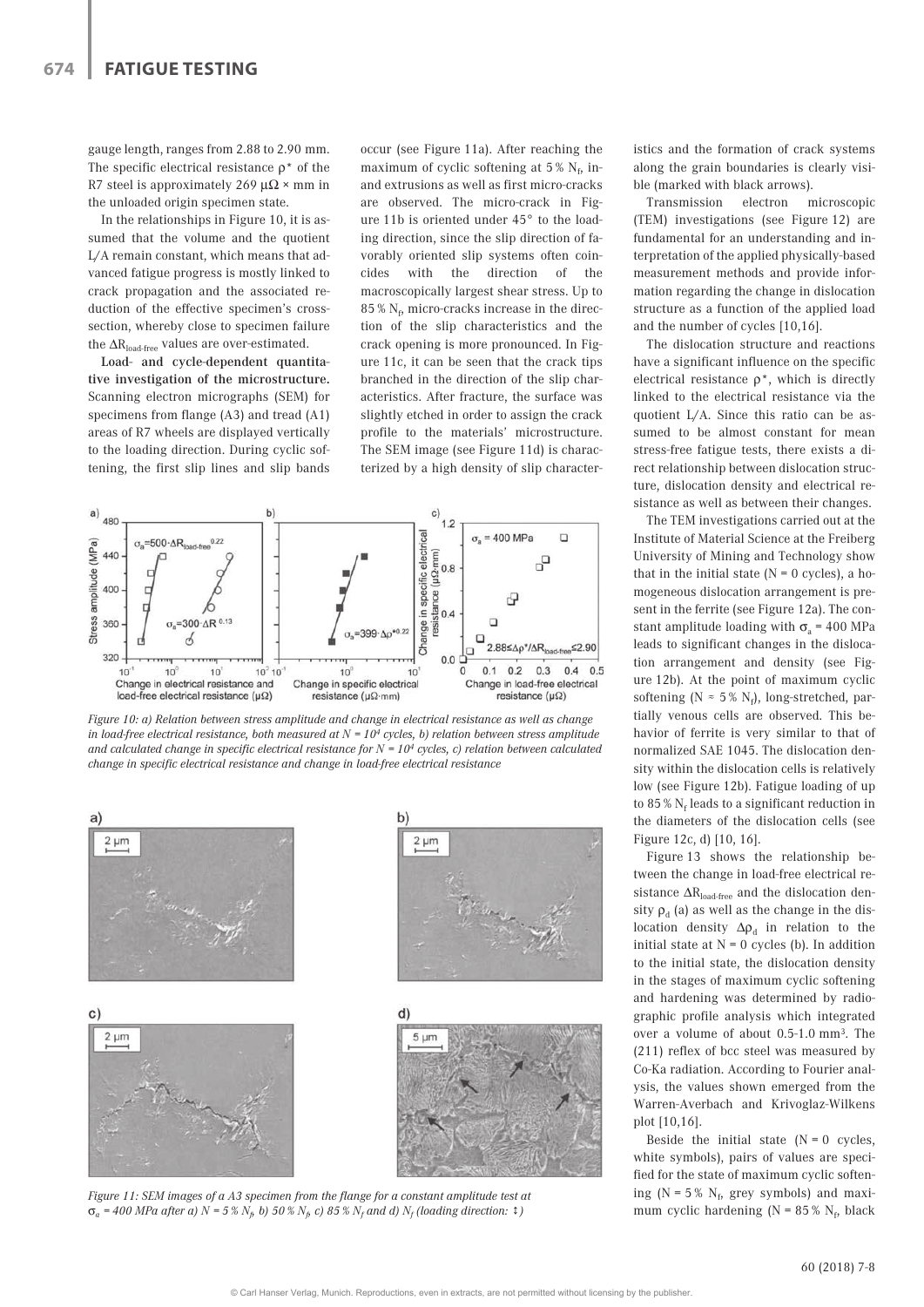gauge length, ranges from 2.88 to 2.90 mm. The specific electrical resistance $\rho^*$ of the R7 steel is approximately 269 $\mu\Omega \times$ mm in the unloaded origin specimen state.

In the relationships in Figure 10, it is assumed that the volume and the quotient L/A remain constant, which means that advanced fatigue progress is mostly linked to crack propagation and the associated reduction of the effective specimen's cross-section, whereby close to specimen failure the $\Delta R_{load\text{-}free}$ values are over-estimated.

**Load- and cycle-dependent quantitative investigation of the microstructure.** Scanning electron micrographs (SEM) for specimens from flange (A3) and tread (A1) areas of R7 wheels are displayed vertically to the loading direction. During cyclic softening, the first slip lines and slip bands occur (see Figure 11a). After reaching the maximum of cyclic softening at 5 % $N_f$, in- and extrusions as well as first micro-cracks are observed. The micro-crack in Figure 11b is oriented under 45° to the loading direction, since the slip direction of favorably oriented slip systems often coincides with the direction of the macroscopically largest shear stress. Up to 85 % $N_f$, micro-cracks increase in the direction of the slip characteristics and the crack opening is more pronounced. In Figure 11c, it can be seen that the crack tips branched in the direction of the slip characteristics. After fracture, the surface was slightly etched in order to assign the crack profile to the materials' microstructure. The SEM image (see Figure 11d) is characterized by a high density of slip characteristics and the formation of crack systems along the grain boundaries is clearly visible (marked with black arrows).

*Figure 10: a) Relation between stress amplitude and change in electrical resistance as well as change in load-free electrical resistance, both measured at $N = 10^4$ cycles, b) relation between stress amplitude and calculated change in specific electrical resistance for $N = 10^4$ cycles, c) relation between calculated change in specific electrical resistance and change in load-free electrical resistance*

*Figure 11: SEM images of a A3 specimen from the flange for a constant amplitude test at $\sigma_a$ = 400 MPa after a) N = 5 % $N_f$, b) 50 % $N_f$, c) 85 % $N_f$ and d) $N_f$ (loading direction: ↕)*

Transmission electron microscopic (TEM) investigations (see Figure 12) are fundamental for an understanding and interpretation of the applied physically-based measurement methods and provide information regarding the change in dislocation structure as a function of the applied load and the number of cycles [10,16].

The dislocation structure and reactions have a significant influence on the specific electrical resistance $\rho^*$, which is directly linked to the electrical resistance via the quotient L/A. Since this ratio can be assumed to be almost constant for mean stress-free fatigue tests, there exists a direct relationship between dislocation structure, dislocation density and electrical resistance as well as between their changes.

The TEM investigations carried out at the Institute of Material Science at the Freiberg University of Mining and Technology show that in the initial state (N = 0 cycles), a homogeneous dislocation arrangement is present in the ferrite (see Figure 12a). The constant amplitude loading with $\sigma_a$ = 400 MPa leads to significant changes in the dislocation arrangement and density (see Figure 12b). At the point of maximum cyclic softening ($N \approx 5$ % $N_f$), long-stretched, partially venous cells are observed. This behavior of ferrite is very similar to that of normalized SAE 1045. The dislocation density within the dislocation cells is relatively low (see Figure 12b). Fatigue loading of up to 85 % $N_f$ leads to a significant reduction in the diameters of the dislocation cells (see Figure 12c, d) [10, 16].

Figure 13 shows the relationship between the change in load-free electrical resistance $\Delta R_{load\text{-}free}$ and the dislocation density $\rho_d$ (a) as well as the change in the dislocation density $\Delta\rho_d$ in relation to the initial state at N = 0 cycles (b). In addition to the initial state, the dislocation density in the stages of maximum cyclic softening and hardening was determined by radiographic profile analysis which integrated over a volume of about 0.5-1.0 mm³. The (211) reflex of bcc steel was measured by Co-Ka radiation. According to Fourier analysis, the values shown emerged from the Warren-Averbach and Krivoglaz-Wilkens plot [10,16].

Beside the initial state (N = 0 cycles, white symbols), pairs of values are specified for the state of maximum cyclic softening (N = 5 % $N_f$, grey symbols) and maximum cyclic hardening (N = 85 % $N_f$, black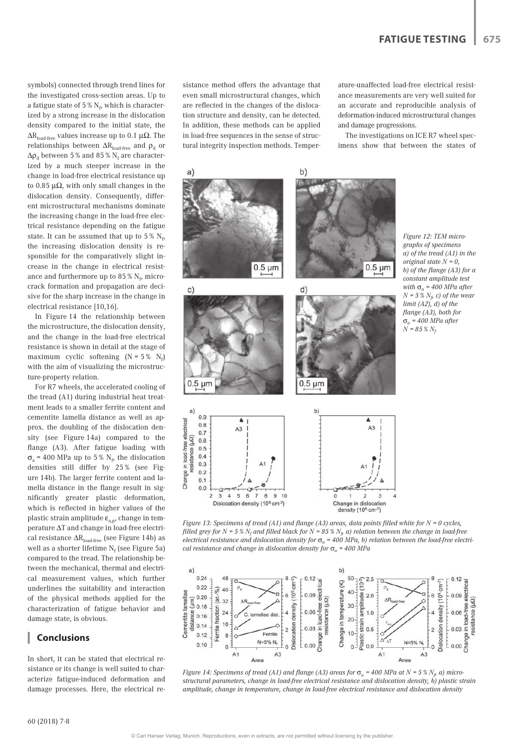symbols) connected through trend lines for the investigated cross-section areas. Up to a fatigue state of 5 % $N_f$, which is characterized by a strong increase in the dislocation density compared to the initial state, the $\Delta R_{load\text{-}free}$ values increase up to 0.1 μΩ. The relationships between $\Delta R_{load\text{-}free}$ and $\rho_d$ or $\Delta\rho_d$ between 5 % and 85 % $N_f$ are characterized by a much steeper increase in the change in load-free electrical resistance up to 0.85 μΩ, with only small changes in the dislocation density. Consequently, different microstructural mechanisms dominate the increasing change in the load-free electrical resistance depending on the fatigue state. It can be assumed that up to 5 % $N_f$, the increasing dislocation density is responsible for the comparatively slight increase in the change in electrical resistance and furthermore up to 85 % $N_f$, microcrack formation and propagation are decisive for the sharp increase in the change in electrical resistance [10,16].

In Figure 14 the relationship between the microstructure, the dislocation density, and the change in the load-free electrical resistance is shown in detail at the stage of maximum cyclic softening (N = 5 % $N_f$) with the aim of visualizing the microstructure-property relation.

For R7 wheels, the accelerated cooling of the tread (A1) during industrial heat treatment leads to a smaller ferrite content and cementite lamella distance as well as approx. the doubling of the dislocation density (see Figure 14a) compared to the flange (A3). After fatigue loading with $\sigma_a$ = 400 MPa up to 5 % $N_f$, the dislocation densities still differ by 25 % (see Figure 14b). The larger ferrite content and lamella distance in the flange result in significantly greater plastic deformation, which is reflected in higher values of the plastic strain amplitude $\varepsilon_{a,p}$, change in temperature ΔT and change in load-free electrical resistance $\Delta R_{load\text{-}free}$ (see Figure 14b) as well as a shorter lifetime $N_f$ (see Figure 5a) compared to the tread. The relationship between the mechanical, thermal and electrical measurement values, which further underlines the suitability and interaction of the physical methods applied for the characterization of fatigue behavior and damage state, is obvious.

## Conclusions

In short, it can be stated that electrical resistance or its change is well suited to characterize fatigue-induced deformation and damage processes. Here, the electrical resistance method offers the advantage that even small microstructural changes, which are reflected in the changes of the dislocation structure and density, can be detected. In addition, these methods can be applied in load-free sequences in the sense of structural integrity inspection methods. Temperature-unaffected load-free electrical resistance measurements are very well suited for an accurate and reproducible analysis of deformation-induced microstructural changes and damage progressions.

The investigations on ICE R7 wheel specimens show that between the states of

*Figure 12: TEM micrographs of specimens a) of the tread (A1) in the original state N = 0, b) of the flange (A3) for a constant amplitude test with $\sigma_a$ = 400 MPa after N = 5 % $N_f$, c) of the wear limit (A2), d) of the flange (A3), both for $\sigma_a$ = 400 MPa after N = 85 % $N_f$*

*Figure 13: Specimens of tread (A1) and flange (A3) areas, data points filled white for N = 0 cycles, filled grey for N = 5 % $N_f$ and filled black for N = 85 % $N_f$, a) relation between the change in load-free electrical resistance and dislocation density for $\sigma_a$ = 400 MPa, b) relation between the load-free electrical resistance and change in dislocation density for $\sigma_a$ = 400 MPa*

*Figure 14: Specimens of tread (A1) and flange (A3) areas for $\sigma_a$ = 400 MPa at N = 5 % $N_f$, a) microstructural parameters, change in load-free electrical resistance and dislocation density, b) plastic strain amplitude, change in temperature, change in load-free electrical resistance and dislocation density*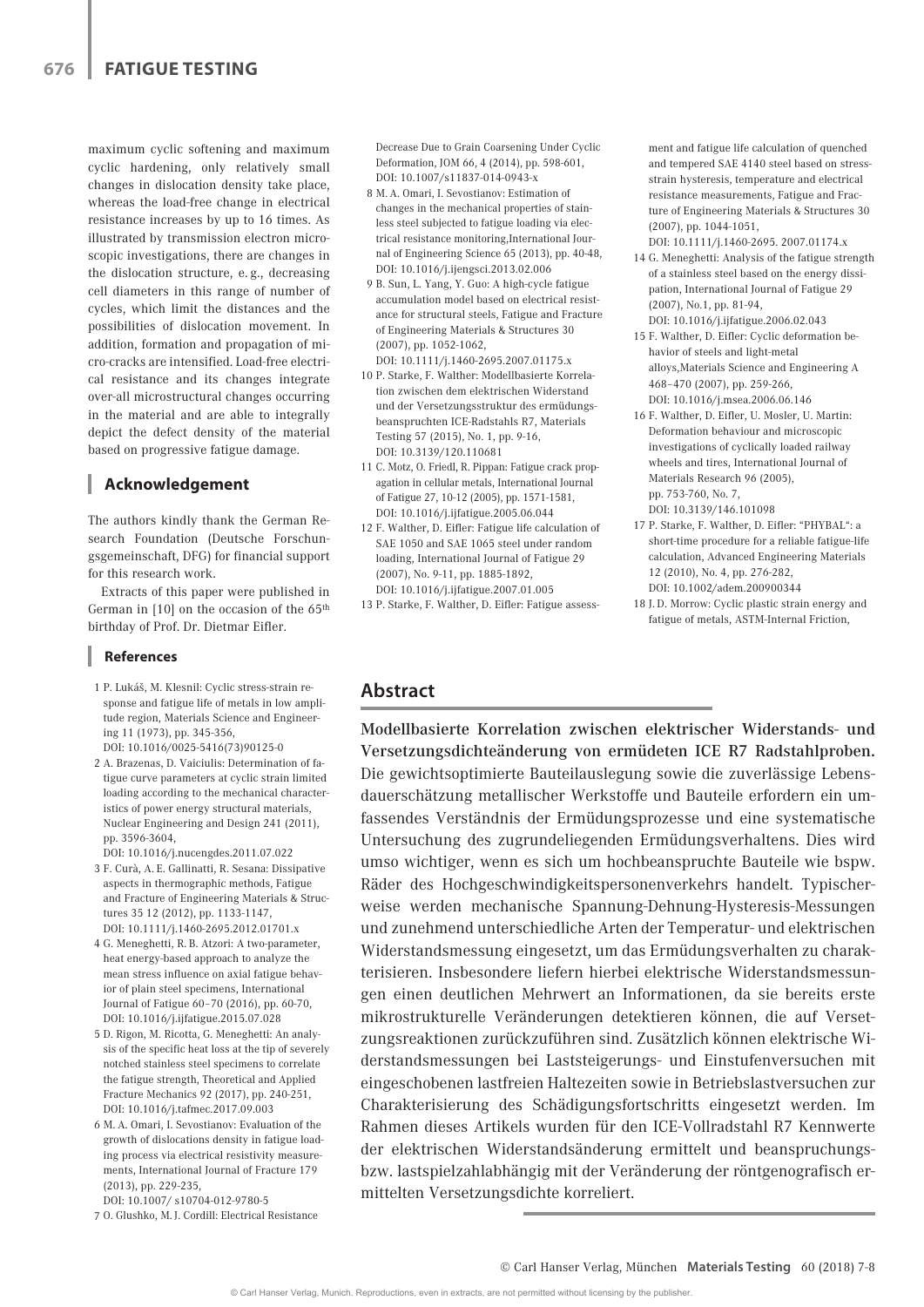maximum cyclic softening and maximum cyclic hardening, only relatively small changes in dislocation density take place, whereas the load-free change in electrical resistance increases by up to 16 times. As illustrated by transmission electron microscopic investigations, there are changes in the dislocation structure, e. g., decreasing cell diameters in this range of number of cycles, which limit the distances and the possibilities of dislocation movement. In addition, formation and propagation of micro-cracks are intensified. Load-free electrical resistance and its changes integrate over-all microstructural changes occurring in the material and are able to integrally depict the defect density of the material based on progressive fatigue damage.

## Acknowledgement

The authors kindly thank the German Research Foundation (Deutsche Forschungsgemeinschaft, DFG) for financial support for this research work.

Extracts of this paper were published in German in [10] on the occasion of the 65th birthday of Prof. Dr. Dietmar Eifler.

### References

1. P. Lukáš, M. Klesnil: Cyclic stress-strain response and fatigue life of metals in low amplitude region, Materials Science and Engineering 11 (1973), pp. 345-356, DOI: 10.1016/0025-5416(73)90125-0
2. A. Brazenas, D. Vaiciulis: Determination of fatigue curve parameters at cyclic strain limited loading according to the mechanical characteristics of power energy structural materials, Nuclear Engineering and Design 241 (2011), pp. 3596-3604, DOI: 10.1016/j.nucengdes.2011.07.022
3. F. Curà, A. E. Gallinatti, R. Sesana: Dissipative aspects in thermographic methods, Fatigue and Fracture of Engineering Materials & Structures 35 12 (2012), pp. 1133-1147, DOI: 10.1111/j.1460-2695.2012.01701.x
4. G. Meneghetti, R. B. Atzori: A two-parameter, heat energy-based approach to analyze the mean stress influence on axial fatigue behavior of plain steel specimens, International Journal of Fatigue 60–70 (2016), pp. 60-70, DOI: 10.1016/j.ijfatigue.2015.07.028
5. D. Rigon, M. Ricotta, G. Meneghetti: An analysis of the specific heat loss at the tip of severely notched stainless steel specimens to correlate the fatigue strength, Theoretical and Applied Fracture Mechanics 92 (2017), pp. 240-251, DOI: 10.1016/j.tafmec.2017.09.003
6. M. A. Omari, I. Sevostianov: Evaluation of the growth of dislocations density in fatigue loading process via electrical resistivity measurements, International Journal of Fracture 179 (2013), pp. 229-235, DOI: 10.1007/ s10704-012-9780-5
7. O. Glushko, M. J. Cordill: Electrical Resistance Decrease Due to Grain Coarsening Under Cyclic Deformation, JOM 66, 4 (2014), pp. 598-601, DOI: 10.1007/s11837-014-0943-x
8. M. A. Omari, I. Sevostianov: Estimation of changes in the mechanical properties of stainless steel subjected to fatigue loading via electrical resistance monitoring,International Journal of Engineering Science 65 (2013), pp. 40-48, DOI: 10.1016/j.ijengsci.2013.02.006
9. B. Sun, L. Yang, Y. Guo: A high-cycle fatigue accumulation model based on electrical resistance for structural steels, Fatigue and Fracture of Engineering Materials & Structures 30 (2007), pp. 1052-1062, DOI: 10.1111/j.1460-2695.2007.01175.x
10. P. Starke, F. Walther: Modellbasierte Korrelation zwischen dem elektrischen Widerstand und der Versetzungsstruktur des ermüdungsbeanspruchten ICE-Radstahls R7, Materials Testing 57 (2015), No. 1, pp. 9-16, DOI: 10.3139/120.110681
11. C. Motz, O. Friedl, R. Pippan: Fatigue crack propagation in cellular metals, International Journal of Fatigue 27, 10-12 (2005), pp. 1571-1581, DOI: 10.1016/j.ijfatigue.2005.06.044
12. F. Walther, D. Eifler: Fatigue life calculation of SAE 1050 and SAE 1065 steel under random loading, International Journal of Fatigue 29 (2007), No. 9-11, pp. 1885-1892, DOI: 10.1016/j.ijfatigue.2007.01.005
13. P. Starke, F. Walther, D. Eifler: Fatigue assessment and fatigue life calculation of quenched and tempered SAE 4140 steel based on stress-strain hysteresis, temperature and electrical resistance measurements, Fatigue and Fracture of Engineering Materials & Structures 30 (2007), pp. 1044-1051, DOI: 10.1111/j.1460-2695. 2007.01174.x
14. G. Meneghetti: Analysis of the fatigue strength of a stainless steel based on the energy dissipation, International Journal of Fatigue 29 (2007), No.1, pp. 81-94, DOI: 10.1016/j.ijfatigue.2006.02.043
15. F. Walther, D. Eifler: Cyclic deformation behavior of steels and light-metal alloys,Materials Science and Engineering A 468–470 (2007), pp. 259-266, DOI: 10.1016/j.msea.2006.06.146
16. F. Walther, D. Eifler, U. Mosler, U. Martin: Deformation behaviour and microscopic investigations of cyclically loaded railway wheels and tires, International Journal of Materials Research 96 (2005), pp. 753-760, No. 7, DOI: 10.3139/146.101098
17. P. Starke, F. Walther, D. Eifler: "PHYBAL": a short-time procedure for a reliable fatigue-life calculation, Advanced Engineering Materials 12 (2010), No. 4, pp. 276-282, DOI: 10.1002/adem.200900344
18. J. D. Morrow: Cyclic plastic strain energy and fatigue of metals, ASTM-Internal Friction,

## Abstract

**Modellbasierte Korrelation zwischen elektrischer Widerstands- und Versetzungsdichteänderung von ermüdeten ICE R7 Radstahlproben.** Die gewichtsoptimierte Bauteilauslegung sowie die zuverlässige Lebensdauerschätzung metallischer Werkstoffe und Bauteile erfordern ein umfassendes Verständnis der Ermüdungsprozesse und eine systematische Untersuchung des zugrundeliegenden Ermüdungsverhaltens. Dies wird umso wichtiger, wenn es sich um hochbeanspruchte Bauteile wie bspw. Räder des Hochgeschwindigkeitspersonenverkehrs handelt. Typischerweise werden mechanische Spannung-Dehnung-Hysteresis-Messungen und zunehmend unterschiedliche Arten der Temperatur- und elektrischen Widerstandsmessung eingesetzt, um das Ermüdungsverhalten zu charakterisieren. Insbesondere liefern hierbei elektrische Widerstandsmessungen einen deutlichen Mehrwert an Informationen, da sie bereits erste mikrostrukturelle Veränderungen detektieren können, die auf Versetzungsreaktionen zurückzuführen sind. Zusätzlich können elektrische Widerstandsmessungen bei Laststeigerungs- und Einstufenversuchen mit eingeschobenen lastfreien Haltezeiten sowie in Betriebslastversuchen zur Charakterisierung des Schädigungsfortschritts eingesetzt werden. Im Rahmen dieses Artikels wurden für den ICE-Vollradstahl R7 Kennwerte der elektrischen Widerstandsänderung ermittelt und beanspruchungs- bzw. lastspielzahlabhängig mit der Veränderung der röntgenografisch ermittelten Versetzungsdichte korreliert.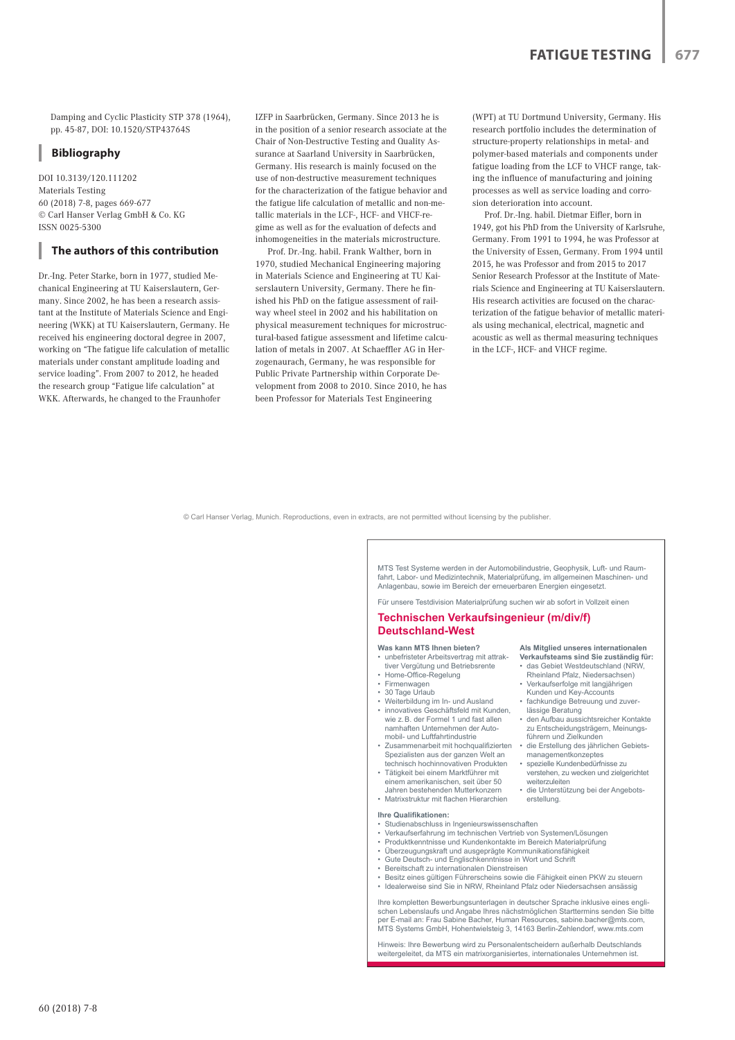Damping and Cyclic Plasticity STP 378 (1964), pp. 45-87, DOI: 10.1520/STP43764S

## Bibliography

DOI 10.3139/120.111202
Materials Testing
60 (2018) 7-8, pages 669-677
© Carl Hanser Verlag GmbH & Co. KG
ISSN 0025-5300

## The authors of this contribution

Dr.-Ing. Peter Starke, born in 1977, studied Mechanical Engineering at TU Kaiserslautern, Germany. Since 2002, he has been a research assistant at the Institute of Materials Science and Engineering (WKK) at TU Kaiserslautern, Germany. He received his engineering doctoral degree in 2007, working on "The fatigue life calculation of metallic materials under constant amplitude loading and service loading". From 2007 to 2012, he headed the research group "Fatigue life calculation" at WKK. Afterwards, he changed to the Fraunhofer IZFP in Saarbrücken, Germany. Since 2013 he is in the position of a senior research associate at the Chair of Non-Destructive Testing and Quality Assurance at Saarland University in Saarbrücken, Germany. His research is mainly focused on the use of non-destructive measurement techniques for the characterization of the fatigue behavior and the fatigue life calculation of metallic and non-metallic materials in the LCF-, HCF- and VHCF-regime as well as for the evaluation of defects and inhomogeneities in the materials microstructure.

Prof. Dr.-Ing. habil. Frank Walther, born in 1970, studied Mechanical Engineering majoring in Materials Science and Engineering at TU Kaiserslautern University, Germany. There he finished his PhD on the fatigue assessment of railway wheel steel in 2002 and his habilitation on physical measurement techniques for microstructural-based fatigue assessment and lifetime calculation of metals in 2007. At Schaeffler AG in Herzogenaurach, Germany, he was responsible for Public Private Partnership within Corporate Development from 2008 to 2010. Since 2010, he has been Professor for Materials Test Engineering (WPT) at TU Dortmund University, Germany. His research portfolio includes the determination of structure-property relationships in metal- and polymer-based materials and components under fatigue loading from the LCF to VHCF range, taking the influence of manufacturing and joining processes as well as service loading and corrosion deterioration into account.

Prof. Dr.-Ing. habil. Dietmar Eifler, born in 1949, got his PhD from the University of Karlsruhe, Germany. From 1991 to 1994, he was Professor at the University of Essen, Germany. From 1994 until 2015, he was Professor and from 2015 to 2017 Senior Research Professor at the Institute of Materials Science and Engineering at TU Kaiserslautern. His research activities are focused on the characterization of the fatigue behavior of metallic materials using mechanical, electrical, magnetic and acoustic as well as thermal measuring techniques in the LCF-, HCF- and VHCF regime.

© Carl Hanser Verlag, Munich. Reproductions, even in extracts, are not permitted without licensing by the publisher.

MTS Test Systeme werden in der Automobilindustrie, Geophysik, Luft- und Raumfahrt, Labor- und Medizintechnik, Materialprüfung, im allgemeinen Maschinen- und Anlagenbau, sowie im Bereich der erneuerbaren Energien eingesetzt.

Für unsere Testdivision Materialprüfung suchen wir ab sofort in Vollzeit einen

### Technischen Verkaufsingenieur (m/div/f) Deutschland-West

**Was kann MTS Ihnen bieten?**

- unbefristeter Arbeitsvertrag mit attraktiver Vergütung und Betriebsrente
- Home-Office-Regelung
- Firmenwagen
- 30 Tage Urlaub
- Weiterbildung im In- und Ausland
- innovatives Geschäftsfeld mit Kunden, wie z. B. der Formel 1 und fast allen namhaften Unternehmen der Automobil- und Luftfahrtindustrie
- Zusammenarbeit mit hochqualifizierten Spezialisten aus der ganzen Welt an technisch hochinnovativen Produkten
- Tätigkeit bei einem Marktführer mit einem amerikanischen, seit über 50 Jahren bestehenden Mutterkonzern
- Matrixstruktur mit flachen Hierarchien

**Als Mitglied unseres internationalen Verkaufsteams sind Sie zuständig für:**

- das Gebiet Westdeutschland (NRW, Rheinland Pfalz, Niedersachsen)
- Verkaufserfolge mit langjährigen Kunden und Key-Accounts
- fachkundige Betreuung und zuverlässige Beratung
- den Aufbau aussichtsreicher Kontakte zu Entscheidungsträgern, Meinungsführern und Zielkunden
- die Erstellung des jährlichen Gebietsmanagementkonzeptes
- spezielle Kundenbedürfnisse zu verstehen, zu wecken und zielgerichtet weiterzuleiten
- die Unterstützung bei der Angebotserstellung.

**Ihre Qualifikationen:**

- Studienabschluss in Ingenieurswissenschaften
- Verkaufserfahrung im technischen Vertrieb von Systemen/Lösungen
- Produktkenntnisse und Kundenkontakte im Bereich Materialprüfung
- Überzeugungskraft und ausgeprägte Kommunikationsfähigkeit
- Gute Deutsch- und Englischkenntnisse in Wort und Schrift
- Bereitschaft zu internationalen Dienstreisen
- Besitz eines gültigen Führerscheins sowie die Fähigkeit einen PKW zu steuern
- Idealerweise sind Sie in NRW, Rheinland Pfalz oder Niedersachsen ansässig

Ihre kompletten Bewerbungsunterlagen in deutscher Sprache inklusive eines englischen Lebenslaufs und Angabe Ihres nächstmöglichen Starttermins senden Sie bitte per E-mail an: Frau Sabine Bacher, Human Resources, sabine.bacher@mts.com, MTS Systems GmbH, Hohentwielsteig 3, 14163 Berlin-Zehlendorf, www.mts.com

Hinweis: Ihre Bewerbung wird zu Personalentscheidern außerhalb Deutschlands weitergeleitet, da MTS ein matrixorganisiertes, internationales Unternehmen ist.